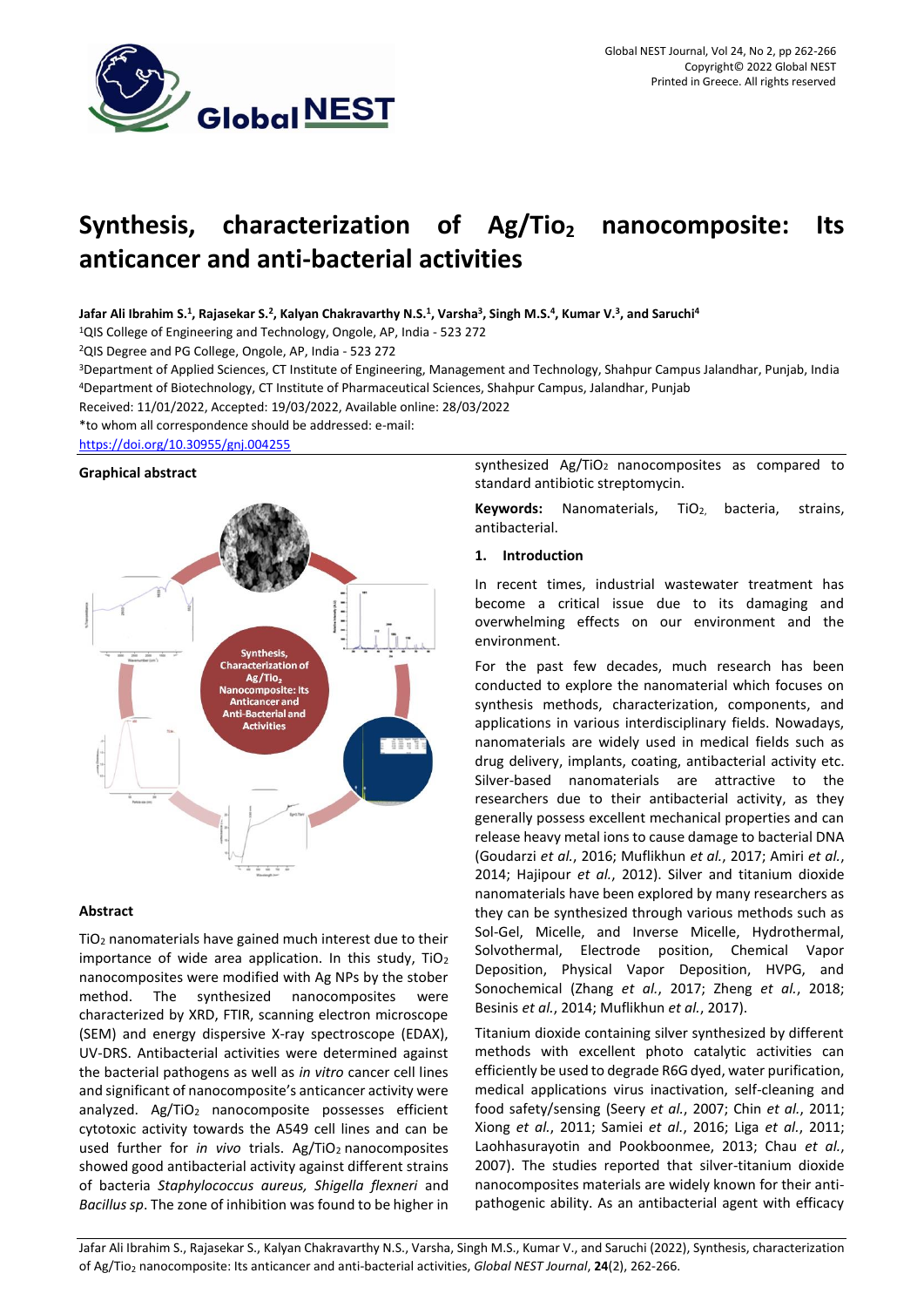# Synthesis, characterization of Ag/$TiO_2$ nanocomposite: Its anticancer and anti-bacterial activities

**Jafar Ali Ibrahim S.[1], Rajasekar S.[2], Kalyan Chakravarthy N.S.[1], Varsha[3], Singh M.S.[4], Kumar V.[3], and Saruchi[4]**

[1]QIS College of Engineering and Technology, Ongole, AP, India - 523 272

[2]QIS Degree and PG College, Ongole, AP, India - 523 272

[3]Department of Applied Sciences, CT Institute of Engineering, Management and Technology, Shahpur Campus Jalandhar, Punjab, India

[4]Department of Biotechnology, CT Institute of Pharmaceutical Sciences, Shahpur Campus, Jalandhar, Punjab

Received: 11/01/2022, Accepted: 19/03/2022, Available online: 28/03/2022

*to whom all correspondence should be addressed: e-mail:

https://doi.org/10.30955/gnj.004255

**Graphical abstract**

Synthesis, Characterization of Ag/$TiO_2$ Nanocomposite: Its Anticancer and Anti-Bacterial and Activities

**Abstract**

$TiO_2$ nanomaterials have gained much interest due to their importance of wide area application. In this study, $TiO_2$ nanocomposites were modified with Ag NPs by the stober method. The synthesized nanocomposites were characterized by XRD, FTIR, scanning electron microscope (SEM) and energy dispersive X-ray spectroscope (EDAX), UV-DRS. Antibacterial activities were determined against the bacterial pathogens as well as *in vitro* cancer cell lines and significant of nanocomposite's anticancer activity were analyzed. Ag/$TiO_2$ nanocomposite possesses efficient cytotoxic activity towards the A549 cell lines and can be used further for *in vivo* trials. Ag/$TiO_2$ nanocomposites showed good antibacterial activity against different strains of bacteria *Staphylococcus aureus, Shigella flexneri* and *Bacillus sp*. The zone of inhibition was found to be higher in synthesized Ag/$TiO_2$ nanocomposites as compared to standard antibiotic streptomycin.

**Keywords:** Nanomaterials, $TiO_2$, bacteria, strains, antibacterial.

## 1. Introduction

In recent times, industrial wastewater treatment has become a critical issue due to its damaging and overwhelming effects on our environment and the environment.

For the past few decades, much research has been conducted to explore the nanomaterial which focuses on synthesis methods, characterization, components, and applications in various interdisciplinary fields. Nowadays, nanomaterials are widely used in medical fields such as drug delivery, implants, coating, antibacterial activity etc. Silver-based nanomaterials are attractive to the researchers due to their antibacterial activity, as they generally possess excellent mechanical properties and can release heavy metal ions to cause damage to bacterial DNA (Goudarzi *et al.*, 2016; Muflikhun *et al.*, 2017; Amiri *et al.*, 2014; Hajipour *et al.*, 2012). Silver and titanium dioxide nanomaterials have been explored by many researchers as they can be synthesized through various methods such as Sol-Gel, Micelle, and Inverse Micelle, Hydrothermal, Solvothermal, Electrode position, Chemical Vapor Deposition, Physical Vapor Deposition, HVPG, and Sonochemical (Zhang *et al.*, 2017; Zheng *et al.*, 2018; Besinis *et al.*, 2014; Muflikhun *et al.*, 2017).

Titanium dioxide containing silver synthesized by different methods with excellent photo catalytic activities can efficiently be used to degrade R6G dyed, water purification, medical applications virus inactivation, self-cleaning and food safety/sensing (Seery *et al.*, 2007; Chin *et al.*, 2011; Xiong *et al.*, 2011; Samiei *et al.*, 2016; Liga *et al.*, 2011; Laohhasurayotin and Pookboonmee, 2013; Chau *et al.*, 2007). The studies reported that silver-titanium dioxide nanocomposites materials are widely known for their anti-pathogenic ability. As an antibacterial agent with efficacy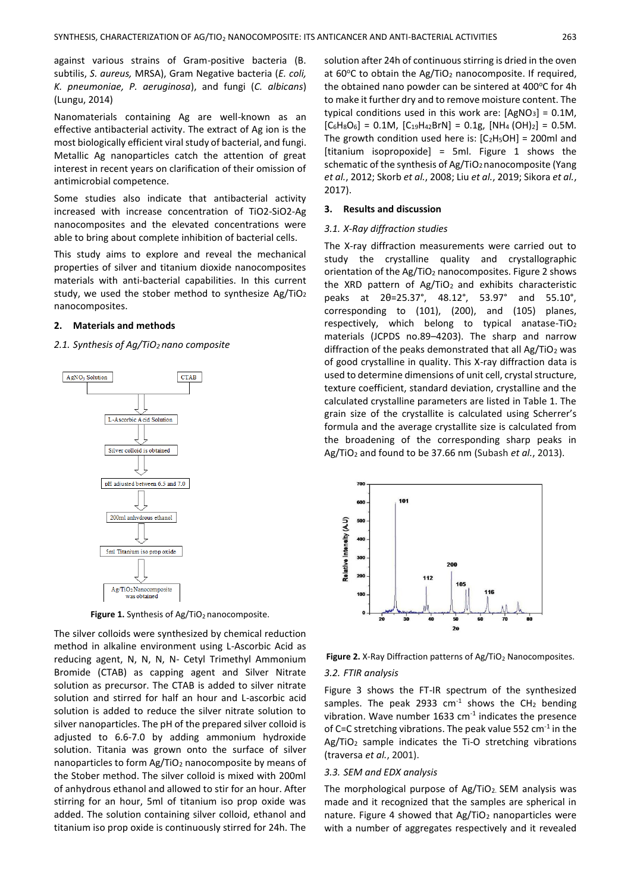against various strains of Gram-positive bacteria (B. subtilis, *S. aureus,* MRSA), Gram Negative bacteria (*E. coli, K. pneumoniae, P. aeruginosa*), and fungi (*C. albicans*) (Lungu, 2014)

Nanomaterials containing Ag are well-known as an effective antibacterial activity. The extract of Ag ion is the most biologically efficient viral study of bacterial, and fungi. Metallic Ag nanoparticles catch the attention of great interest in recent years on clarification of their omission of antimicrobial competence.

Some studies also indicate that antibacterial activity increased with increase concentration of TiO2-SiO2-Ag nanocomposites and the elevated concentrations were able to bring about complete inhibition of bacterial cells.

This study aims to explore and reveal the mechanical properties of silver and titanium dioxide nanocomposites materials with anti-bacterial capabilities. In this current study, we used the stober method to synthesize $Ag/TiO_2$ nanocomposites.

## 2. Materials and methods

### *2.1. Synthesis of $Ag/TiO_2$ nano composite*

AgNO$_3$ Solution → CTAB → L-Ascorbic Acid Solution → Silver colloid is obtained → pH adjusted between 6.5 and 7.0 → 200ml anhydrous ethanol → 5ml Titanium iso prop oxide → Ag/TiO$_2$ Nanocomposite was obtained

**Figure 1.** Synthesis of $Ag/TiO_2$ nanocomposite.

The silver colloids were synthesized by chemical reduction method in alkaline environment using L-Ascorbic Acid as reducing agent, N, N, N, N- Cetyl Trimethyl Ammonium Bromide (CTAB) as capping agent and Silver Nitrate solution as precursor. The CTAB is added to silver nitrate solution and stirred for half an hour and L-ascorbic acid solution is added to reduce the silver nitrate solution to silver nanoparticles. The pH of the prepared silver colloid is adjusted to 6.6-7.0 by adding ammonium hydroxide solution. Titania was grown onto the surface of silver nanoparticles to form $Ag/TiO_2$ nanocomposite by means of the Stober method. The silver colloid is mixed with 200ml of anhydrous ethanol and allowed to stir for an hour. After stirring for an hour, 5ml of titanium iso prop oxide was added. The solution containing silver colloid, ethanol and titanium iso prop oxide is continuously stirred for 24h. The solution after 24h of continuous stirring is dried in the oven at 60°C to obtain the $Ag/TiO_2$ nanocomposite. If required, the obtained nano powder can be sintered at 400°C for 4h to make it further dry and to remove moisture content. The typical conditions used in this work are: $[AgNO_3]$ = 0.1M, $[C_6H_8O_6]$ = 0.1M, $[C_{19}H_{42}BrN]$ = 0.1g, $[NH_4(OH)_2]$ = 0.5M. The growth condition used here is: $[C_2H_5OH]$ = 200ml and [titanium isopropoxide] = 5ml. Figure 1 shows the schematic of the synthesis of $Ag/TiO_2$ nanocomposite (Yang *et al.*, 2012; Skorb *et al.*, 2008; Liu *et al.*, 2019; Sikora *et al.*, 2017).

## 3. Results and discussion

### *3.1. X-Ray diffraction studies*

The X-ray diffraction measurements were carried out to study the crystalline quality and crystallographic orientation of the $Ag/TiO_2$ nanocomposites. Figure 2 shows the XRD pattern of $Ag/TiO_2$ and exhibits characteristic peaks at 2θ=25.37°, 48.12°, 53.97° and 55.10°, corresponding to (101), (200), and (105) planes, respectively, which belong to typical anatase-$TiO_2$ materials (JCPDS no.89–4203). The sharp and narrow diffraction of the peaks demonstrated that all $Ag/TiO_2$ was of good crystalline in quality. This X-ray diffraction data is used to determine dimensions of unit cell, crystal structure, texture coefficient, standard deviation, crystalline and the calculated crystalline parameters are listed in Table 1. The grain size of the crystallite is calculated using Scherrer's formula and the average crystallite size is calculated from the broadening of the corresponding sharp peaks in $Ag/TiO_2$ and found to be 37.66 nm (Subash *et al.*, 2013).

**Figure 2.** X-Ray Diffraction patterns of $Ag/TiO_2$ Nanocomposites.

### *3.2. FTIR analysis*

Figure 3 shows the FT-IR spectrum of the synthesized samples. The peak 2933 cm$^{-1}$ shows the $CH_2$ bending vibration. Wave number 1633 cm$^{-1}$ indicates the presence of C=C stretching vibrations. The peak value 552 cm$^{-1}$ in the $Ag/TiO_2$ sample indicates the Ti-O stretching vibrations (traversa *et al.*, 2001).

### *3.3. SEM and EDX analysis*

The morphological purpose of $Ag/TiO_2$. SEM analysis was made and it recognized that the samples are spherical in nature. Figure 4 showed that $Ag/TiO_2$ nanoparticles were with a number of aggregates respectively and it revealed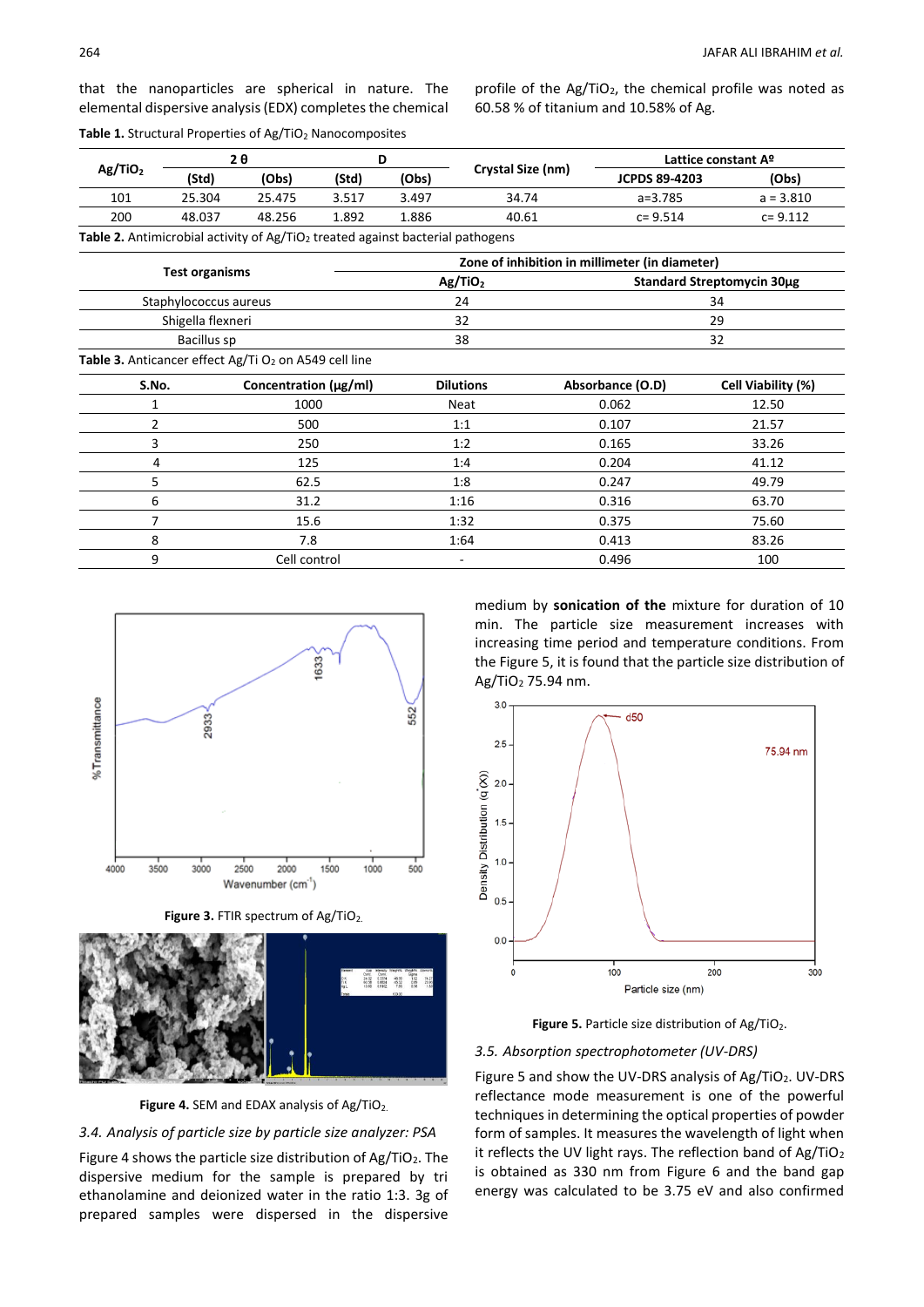that the nanoparticles are spherical in nature. The elemental dispersive analysis (EDX) completes the chemical profile of the $Ag/TiO_2$, the chemical profile was noted as 60.58 % of titanium and 10.58% of Ag.

**Table 1.** Structural Properties of $Ag/TiO_2$ Nanocomposites

| $Ag/TiO_2$ | 2 θ | | D | | Crystal Size (nm) | Lattice constant Aº | |
|---|---|---|---|---|---|---|---|
| | (Std) | (Obs) | (Std) | (Obs) | | JCPDS 89-4203 | (Obs) |
| 101 | 25.304 | 25.475 | 3.517 | 3.497 | 34.74 | a=3.785 | a = 3.810 |
| 200 | 48.037 | 48.256 | 1.892 | 1.886 | 40.61 | c= 9.514 | c= 9.112 |

**Table 2.** Antimicrobial activity of $Ag/TiO_2$ treated against bacterial pathogens

| Test organisms | Zone of inhibition in millimeter (in diameter) | |
|---|---|---|
| | $Ag/TiO_2$ | Standard Streptomycin 30µg |
| Staphylococcus aureus | 24 | 34 |
| Shigella flexneri | 32 | 29 |
| Bacillus sp | 38 | 32 |

**Table 3.** Anticancer effect Ag/Ti $O_2$ on A549 cell line

| S.No. | Concentration (µg/ml) | Dilutions | Absorbance (O.D) | Cell Viability (%) |
|---|---|---|---|---|
| 1 | 1000 | Neat | 0.062 | 12.50 |
| 2 | 500 | 1:1 | 0.107 | 21.57 |
| 3 | 250 | 1:2 | 0.165 | 33.26 |
| 4 | 125 | 1:4 | 0.204 | 41.12 |
| 5 | 62.5 | 1:8 | 0.247 | 49.79 |
| 6 | 31.2 | 1:16 | 0.316 | 63.70 |
| 7 | 15.6 | 1:32 | 0.375 | 75.60 |
| 8 | 7.8 | 1:64 | 0.413 | 83.26 |
| 9 | Cell control | - | 0.496 | 100 |

**Figure 3.** FTIR spectrum of $Ag/TiO_2$.

**Figure 4.** SEM and EDAX analysis of $Ag/TiO_2$.

*3.4. Analysis of particle size by particle size analyzer: PSA*

Figure 4 shows the particle size distribution of $Ag/TiO_2$. The dispersive medium for the sample is prepared by tri ethanolamine and deionized water in the ratio 1:3. 3g of prepared samples were dispersed in the dispersive medium by **sonication of the** mixture for duration of 10 min. The particle size measurement increases with increasing time period and temperature conditions. From the Figure 5, it is found that the particle size distribution of $Ag/TiO_2$ 75.94 nm.

**Figure 5.** Particle size distribution of $Ag/TiO_2$.

*3.5. Absorption spectrophotometer (UV-DRS)*

Figure 5 and show the UV-DRS analysis of $Ag/TiO_2$. UV-DRS reflectance mode measurement is one of the powerful techniques in determining the optical properties of powder form of samples. It measures the wavelength of light when it reflects the UV light rays. The reflection band of $Ag/TiO_2$ is obtained as 330 nm from Figure 6 and the band gap energy was calculated to be 3.75 eV and also confirmed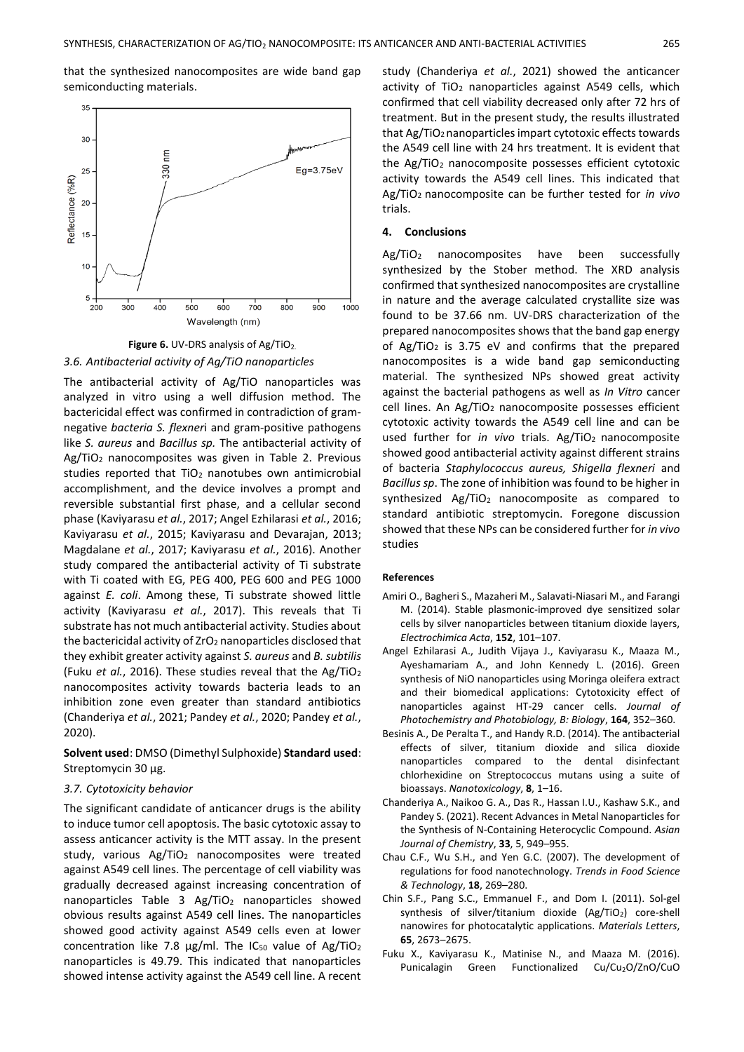that the synthesized nanocomposites are wide band gap semiconducting materials.

**Figure 6.** UV-DRS analysis of $Ag/TiO_2$.

### 3.6. Antibacterial activity of Ag/TiO nanoparticles

The antibacterial activity of Ag/TiO nanoparticles was analyzed in vitro using a well diffusion method. The bactericidal effect was confirmed in contradiction of gram-negative *bacteria S. flexner*i and gram-positive pathogens like *S. aureus* and *Bacillus sp.* The antibacterial activity of $Ag/TiO_2$ nanocomposites was given in Table 2. Previous studies reported that $TiO_2$ nanotubes own antimicrobial accomplishment, and the device involves a prompt and reversible substantial first phase, and a cellular second phase (Kaviyarasu *et al.*, 2017; Angel Ezhilarasi *et al.*, 2016; Kaviyarasu *et al.*, 2015; Kaviyarasu and Devarajan, 2013; Magdalane *et al.*, 2017; Kaviyarasu *et al.*, 2016). Another study compared the antibacterial activity of Ti substrate with Ti coated with EG, PEG 400, PEG 600 and PEG 1000 against *E. coli*. Among these, Ti substrate showed little activity (Kaviyarasu *et al.*, 2017). This reveals that Ti substrate has not much antibacterial activity. Studies about the bactericidal activity of $ZrO_2$ nanoparticles disclosed that they exhibit greater activity against *S. aureus* and *B. subtilis* (Fuku *et al.*, 2016). These studies reveal that the $Ag/TiO_2$ nanocomposites activity towards bacteria leads to an inhibition zone even greater than standard antibiotics (Chanderiya *et al.*, 2021; Pandey *et al.*, 2020; Pandey *et al.*, 2020).

**Solvent used**: DMSO (Dimethyl Sulphoxide) **Standard used**: Streptomycin 30 µg.

### 3.7. Cytotoxicity behavior

The significant candidate of anticancer drugs is the ability to induce tumor cell apoptosis. The basic cytotoxic assay to assess anticancer activity is the MTT assay. In the present study, various $Ag/TiO_2$ nanocomposites were treated against A549 cell lines. The percentage of cell viability was gradually decreased against increasing concentration of nanoparticles Table 3 $Ag/TiO_2$ nanoparticles showed obvious results against A549 cell lines. The nanoparticles showed good activity against A549 cells even at lower concentration like 7.8 µg/ml. The $IC_{50}$ value of $Ag/TiO_2$ nanoparticles is 49.79. This indicated that nanoparticles showed intense activity against the A549 cell line. A recent study (Chanderiya *et al.*, 2021) showed the anticancer activity of $TiO_2$ nanoparticles against A549 cells, which confirmed that cell viability decreased only after 72 hrs of treatment. But in the present study, the results illustrated that $Ag/TiO_2$ nanoparticles impart cytotoxic effects towards the A549 cell line with 24 hrs treatment. It is evident that the $Ag/TiO_2$ nanocomposite possesses efficient cytotoxic activity towards the A549 cell lines. This indicated that $Ag/TiO_2$ nanocomposite can be further tested for *in vivo* trials.

## 4. Conclusions

$Ag/TiO_2$ nanocomposites have been successfully synthesized by the Stober method. The XRD analysis confirmed that synthesized nanocomposites are crystalline in nature and the average calculated crystallite size was found to be 37.66 nm. UV-DRS characterization of the prepared nanocomposites shows that the band gap energy of $Ag/TiO_2$ is 3.75 eV and confirms that the prepared nanocomposites is a wide band gap semiconducting material. The synthesized NPs showed great activity against the bacterial pathogens as well as *In Vitro* cancer cell lines. An $Ag/TiO_2$ nanocomposite possesses efficient cytotoxic activity towards the A549 cell line and can be used further for *in vivo* trials. $Ag/TiO_2$ nanocomposite showed good antibacterial activity against different strains of bacteria *Staphylococcus aureus, Shigella flexneri* and *Bacillus sp*. The zone of inhibition was found to be higher in synthesized $Ag/TiO_2$ nanocomposite as compared to standard antibiotic streptomycin. Foregone discussion showed that these NPs can be considered further for *in vivo* studies

#### References

Amiri O., Bagheri S., Mazaheri M., Salavati-Niasari M., and Farangi M. (2014). Stable plasmonic-improved dye sensitized solar cells by silver nanoparticles between titanium dioxide layers, *Electrochimica Acta*, **152**, 101–107.

Angel Ezhilarasi A., Judith Vijaya J., Kaviyarasu K., Maaza M., Ayeshamariam A., and John Kennedy L. (2016). Green synthesis of NiO nanoparticles using Moringa oleifera extract and their biomedical applications: Cytotoxicity effect of nanoparticles against HT-29 cancer cells. *Journal of Photochemistry and Photobiology, B: Biology*, **164**, 352–360.

Besinis A., De Peralta T., and Handy R.D. (2014). The antibacterial effects of silver, titanium dioxide and silica dioxide nanoparticles compared to the dental disinfectant chlorhexidine on Streptococcus mutans using a suite of bioassays. *Nanotoxicology*, **8**, 1–16.

Chanderiya A., Naikoo G. A., Das R., Hassan I.U., Kashaw S.K., and Pandey S. (2021). Recent Advances in Metal Nanoparticles for the Synthesis of N-Containing Heterocyclic Compound. *Asian Journal of Chemistry*, **33**, 5, 949–955.

Chau C.F., Wu S.H., and Yen G.C. (2007). The development of regulations for food nanotechnology. *Trends in Food Science & Technology*, **18**, 269–280.

Chin S.F., Pang S.C., Emmanuel F., and Dom I. (2011). Sol-gel synthesis of silver/titanium dioxide ($Ag/TiO_2$) core-shell nanowires for photocatalytic applications. *Materials Letters*, **65**, 2673–2675.

Fuku X., Kaviyarasu K., Matinise N., and Maaza M. (2016). Punicalagin Green Functionalized $Cu/Cu_2O/ZnO/CuO$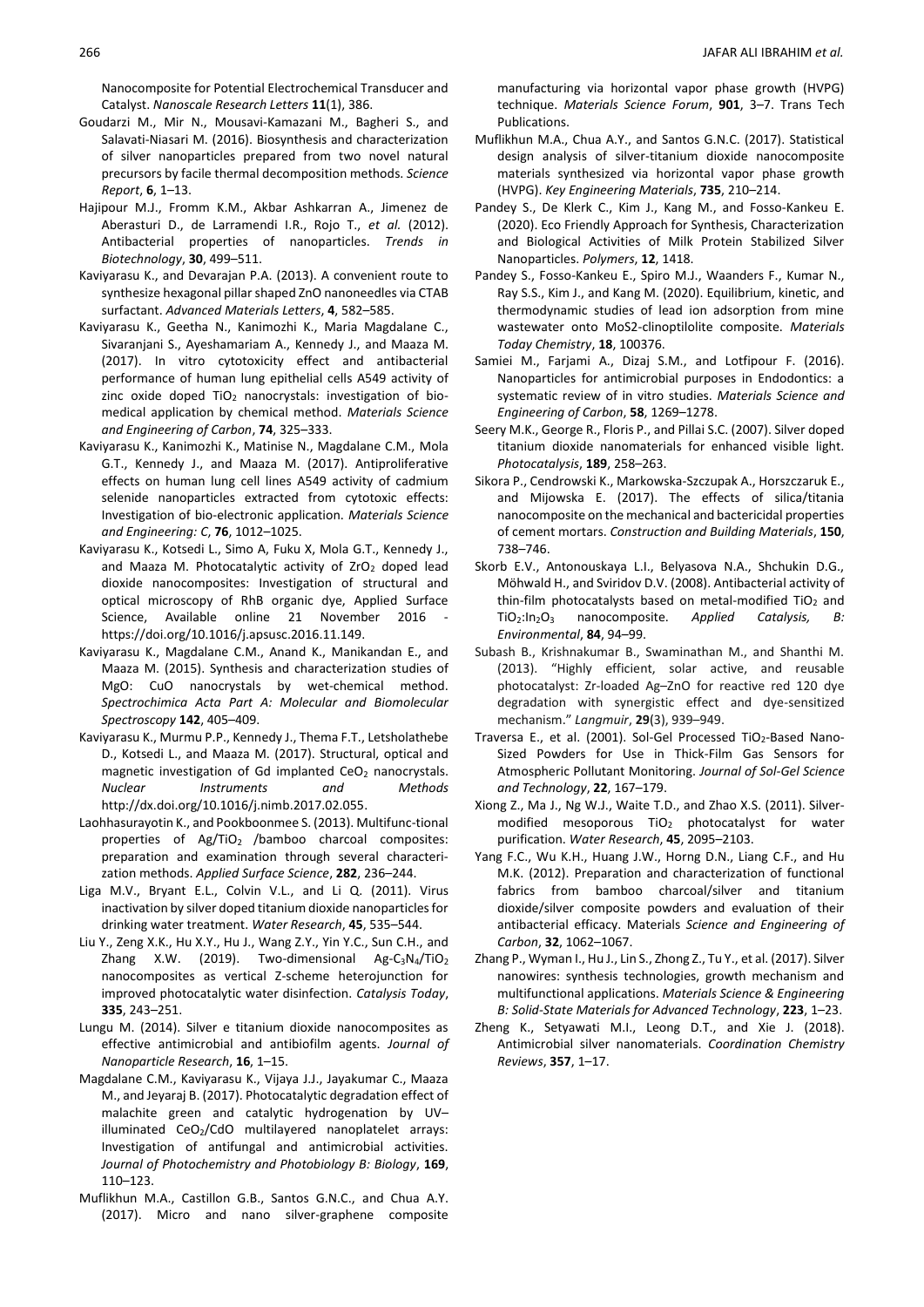Nanocomposite for Potential Electrochemical Transducer and Catalyst. *Nanoscale Research Letters* **11**(1), 386.

Goudarzi M., Mir N., Mousavi-Kamazani M., Bagheri S., and Salavati-Niasari M. (2016). Biosynthesis and characterization of silver nanoparticles prepared from two novel natural precursors by facile thermal decomposition methods. *Science Report*, **6**, 1–13.

Hajipour M.J., Fromm K.M., Akbar Ashkarran A., Jimenez de Aberasturi D., de Larramendi I.R., Rojo T., *et al.* (2012). Antibacterial properties of nanoparticles. *Trends in Biotechnology*, **30**, 499–511.

Kaviyarasu K., and Devarajan P.A. (2013). A convenient route to synthesize hexagonal pillar shaped ZnO nanoneedles via CTAB surfactant. *Advanced Materials Letters*, **4**, 582–585.

Kaviyarasu K., Geetha N., Kanimozhi K., Maria Magdalane C., Sivaranjani S., Ayeshamariam A., Kennedy J., and Maaza M. (2017). In vitro cytotoxicity effect and antibacterial performance of human lung epithelial cells A549 activity of zinc oxide doped $TiO_2$ nanocrystals: investigation of bio-medical application by chemical method. *Materials Science and Engineering of Carbon*, **74**, 325–333.

Kaviyarasu K., Kanimozhi K., Matinise N., Magdalane C.M., Mola G.T., Kennedy J., and Maaza M. (2017). Antiproliferative effects on human lung cell lines A549 activity of cadmium selenide nanoparticles extracted from cytotoxic effects: Investigation of bio-electronic application. *Materials Science and Engineering: C*, **76**, 1012–1025.

Kaviyarasu K., Kotsedi L., Simo A, Fuku X, Mola G.T., Kennedy J., and Maaza M. Photocatalytic activity of $ZrO_2$ doped lead dioxide nanocomposites: Investigation of structural and optical microscopy of RhB organic dye, Applied Surface Science, Available online 21 November 2016 - https://doi.org/10.1016/j.apsusc.2016.11.149.

Kaviyarasu K., Magdalane C.M., Anand K., Manikandan E., and Maaza M. (2015). Synthesis and characterization studies of MgO: CuO nanocrystals by wet-chemical method. *Spectrochimica Acta Part A: Molecular and Biomolecular Spectroscopy* **142**, 405–409.

Kaviyarasu K., Murmu P.P., Kennedy J., Thema F.T., Letsholathebe D., Kotsedi L., and Maaza M. (2017). Structural, optical and magnetic investigation of Gd implanted $CeO_2$ nanocrystals. *Nuclear Instruments and Methods* http://dx.doi.org/10.1016/j.nimb.2017.02.055.

Laohhasurayotin K., and Pookboonmee S. (2013). Multifunc-tional properties of $Ag/TiO_2$ /bamboo charcoal composites: preparation and examination through several characteri-zation methods. *Applied Surface Science*, **282**, 236–244.

Liga M.V., Bryant E.L., Colvin V.L., and Li Q. (2011). Virus inactivation by silver doped titanium dioxide nanoparticles for drinking water treatment. *Water Research*, **45**, 535–544.

Liu Y., Zeng X.K., Hu X.Y., Hu J., Wang Z.Y., Yin Y.C., Sun C.H., and Zhang X.W. (2019). Two-dimensional $Ag\text{-}C_3N_4/TiO_2$ nanocomposites as vertical Z-scheme heterojunction for improved photocatalytic water disinfection. *Catalysis Today*, **335**, 243–251.

Lungu M. (2014). Silver e titanium dioxide nanocomposites as effective antimicrobial and antibiofilm agents. *Journal of Nanoparticle Research*, **16**, 1–15.

Magdalane C.M., Kaviyarasu K., Vijaya J.J., Jayakumar C., Maaza M., and Jeyaraj B. (2017). Photocatalytic degradation effect of malachite green and catalytic hydrogenation by UV–illuminated $CeO_2$/CdO multilayered nanoplatelet arrays: Investigation of antifungal and antimicrobial activities. *Journal of Photochemistry and Photobiology B: Biology*, **169**, 110–123.

Muflikhun M.A., Castillon G.B., Santos G.N.C., and Chua A.Y. (2017). Micro and nano silver-graphene composite manufacturing via horizontal vapor phase growth (HVPG) technique. *Materials Science Forum*, **901**, 3–7. Trans Tech Publications.

Muflikhun M.A., Chua A.Y., and Santos G.N.C. (2017). Statistical design analysis of silver-titanium dioxide nanocomposite materials synthesized via horizontal vapor phase growth (HVPG). *Key Engineering Materials*, **735**, 210–214.

Pandey S., De Klerk C., Kim J., Kang M., and Fosso-Kankeu E. (2020). Eco Friendly Approach for Synthesis, Characterization and Biological Activities of Milk Protein Stabilized Silver Nanoparticles. *Polymers*, **12**, 1418.

Pandey S., Fosso-Kankeu E., Spiro M.J., Waanders F., Kumar N., Ray S.S., Kim J., and Kang M. (2020). Equilibrium, kinetic, and thermodynamic studies of lead ion adsorption from mine wastewater onto MoS2-clinoptilolite composite. *Materials Today Chemistry*, **18**, 100376.

Samiei M., Farjami A., Dizaj S.M., and Lotfipour F. (2016). Nanoparticles for antimicrobial purposes in Endodontics: a systematic review of in vitro studies. *Materials Science and Engineering of Carbon*, **58**, 1269–1278.

Seery M.K., George R., Floris P., and Pillai S.C. (2007). Silver doped titanium dioxide nanomaterials for enhanced visible light. *Photocatalysis*, **189**, 258–263.

Sikora P., Cendrowski K., Markowska-Szczupak A., Horszczaruk E., and Mijowska E. (2017). The effects of silica/titania nanocomposite on the mechanical and bactericidal properties of cement mortars. *Construction and Building Materials*, **150**, 738–746.

Skorb E.V., Antonouskaya L.I., Belyasova N.A., Shchukin D.G., Möhwald H., and Sviridov D.V. (2008). Antibacterial activity of thin-film photocatalysts based on metal-modified $TiO_2$ and $TiO_2$:$In_2O_3$ nanocomposite. *Applied Catalysis, B: Environmental*, **84**, 94–99.

Subash B., Krishnakumar B., Swaminathan M., and Shanthi M. (2013). "Highly efficient, solar active, and reusable photocatalyst: Zr-loaded Ag–ZnO for reactive red 120 dye degradation with synergistic effect and dye-sensitized mechanism." *Langmuir*, **29**(3), 939–949.

Traversa E., et al. (2001). Sol-Gel Processed $TiO_2$-Based Nano-Sized Powders for Use in Thick-Film Gas Sensors for Atmospheric Pollutant Monitoring. *Journal of Sol-Gel Science and Technology*, **22**, 167–179.

Xiong Z., Ma J., Ng W.J., Waite T.D., and Zhao X.S. (2011). Silver-modified mesoporous $TiO_2$ photocatalyst for water purification. *Water Research*, **45**, 2095–2103.

Yang F.C., Wu K.H., Huang J.W., Horng D.N., Liang C.F., and Hu M.K. (2012). Preparation and characterization of functional fabrics from bamboo charcoal/silver and titanium dioxide/silver composite powders and evaluation of their antibacterial efficacy. Materials *Science and Engineering of Carbon*, **32**, 1062–1067.

Zhang P., Wyman I., Hu J., Lin S., Zhong Z., Tu Y., et al. (2017). Silver nanowires: synthesis technologies, growth mechanism and multifunctional applications. *Materials Science & Engineering B: Solid-State Materials for Advanced Technology*, **223**, 1–23.

Zheng K., Setyawati M.I., Leong D.T., and Xie J. (2018). Antimicrobial silver nanomaterials. *Coordination Chemistry Reviews*, **357**, 1–17.